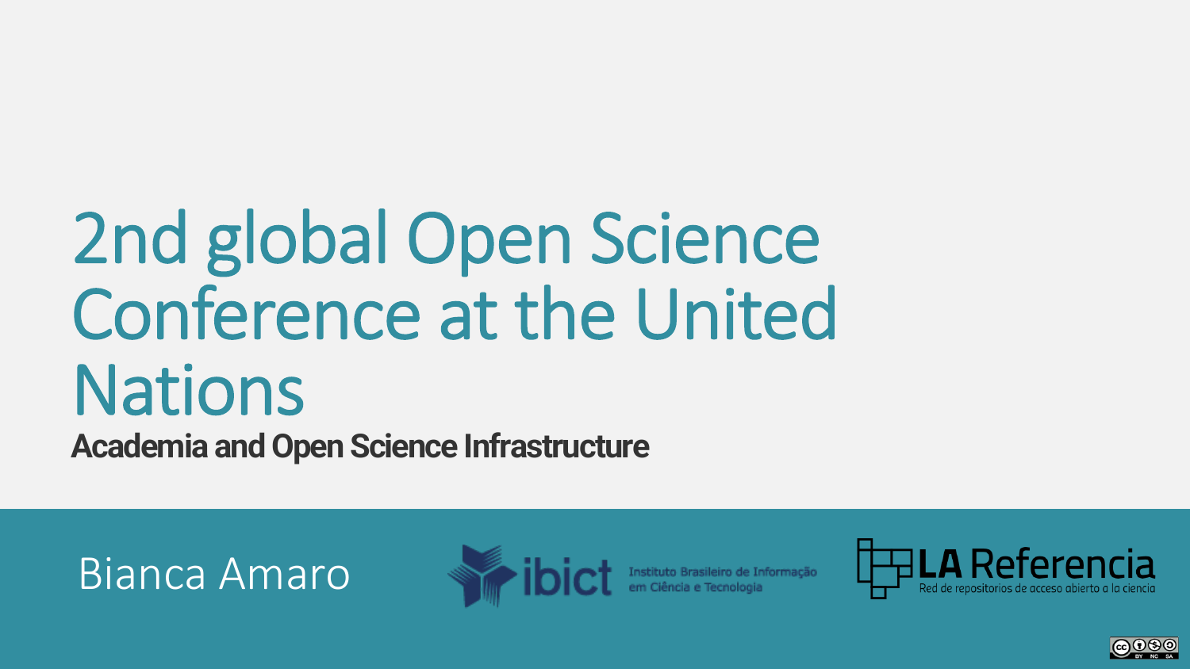# 2nd global Open Science Conference at the United Nations

## Academia and Open Science Infrastructure

Bianca Amaro

ibict Instituto Brasileiro de Informação em Ciência e Tecnologia

LA Referencia Red de repositorios de acceso abierto a la ciencia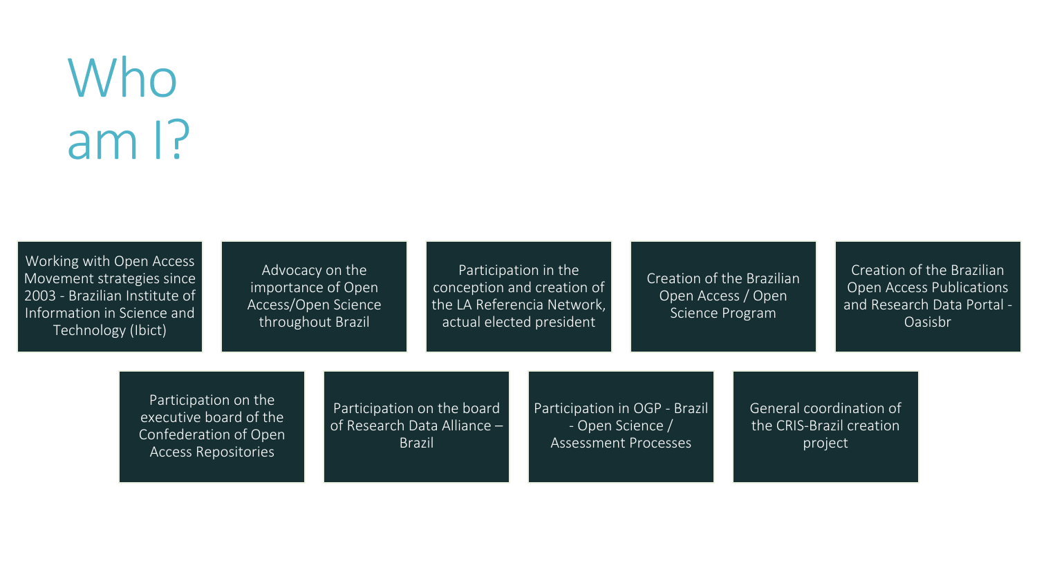# Who am I?

- Working with Open Access Movement strategies since 2003 - Brazilian Institute of Information in Science and Technology (Ibict)
- Advocacy on the importance of Open Access/Open Science throughout Brazil
- Participation in the conception and creation of the LA Referencia Network, actual elected president
- Creation of the Brazilian Open Access / Open Science Program
- Creation of the Brazilian Open Access Publications and Research Data Portal - Oasisbr
- Participation on the executive board of the Confederation of Open Access Repositories
- Participation on the board of Research Data Alliance – Brazil
- Participation in OGP - Brazil - Open Science / Assessment Processes
- General coordination of the CRIS-Brazil creation project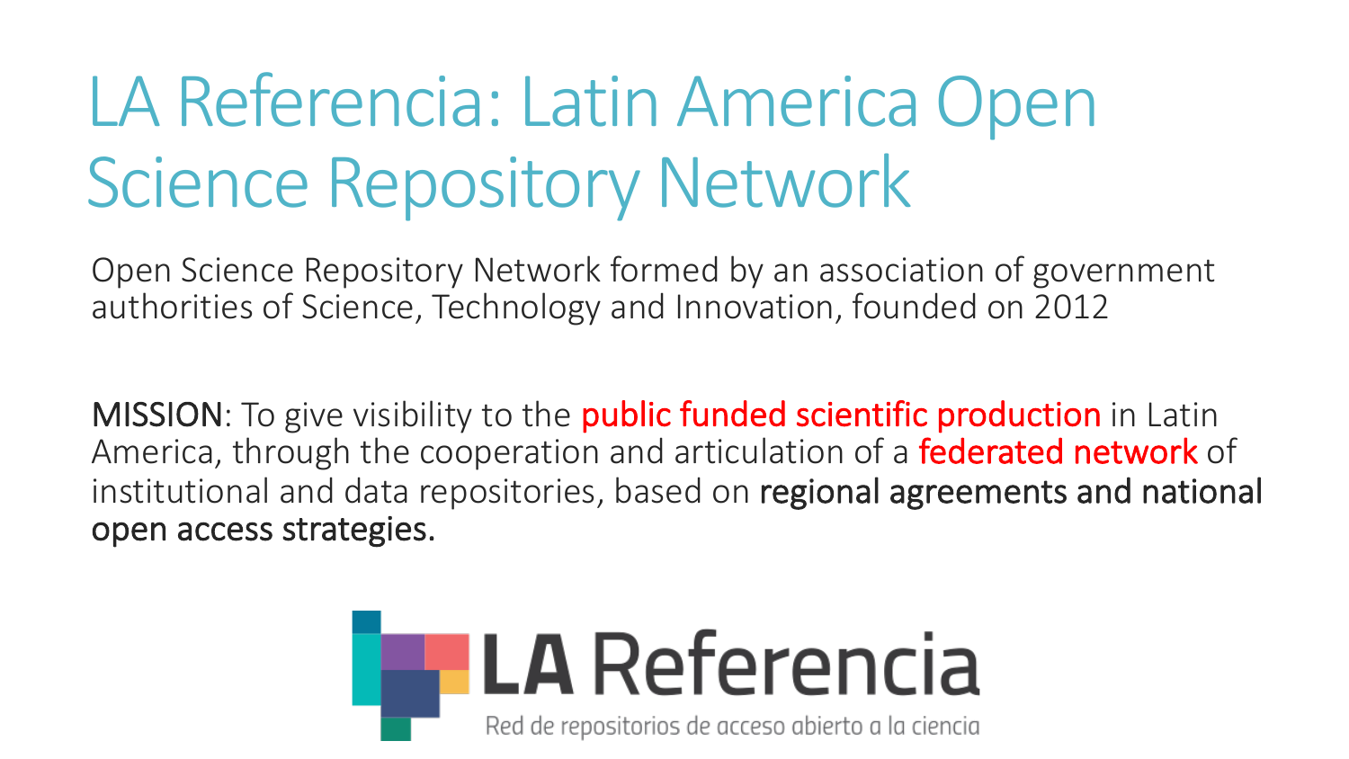# LA Referencia: Latin America Open Science Repository Network

Open Science Repository Network formed by an association of government authorities of Science, Technology and Innovation, founded on 2012

**MISSION**: To give visibility to the public funded scientific production in Latin America, through the cooperation and articulation of a federated network of institutional and data repositories, based on regional agreements and national open access strategies.

LA Referencia

Red de repositorios de acceso abierto a la ciencia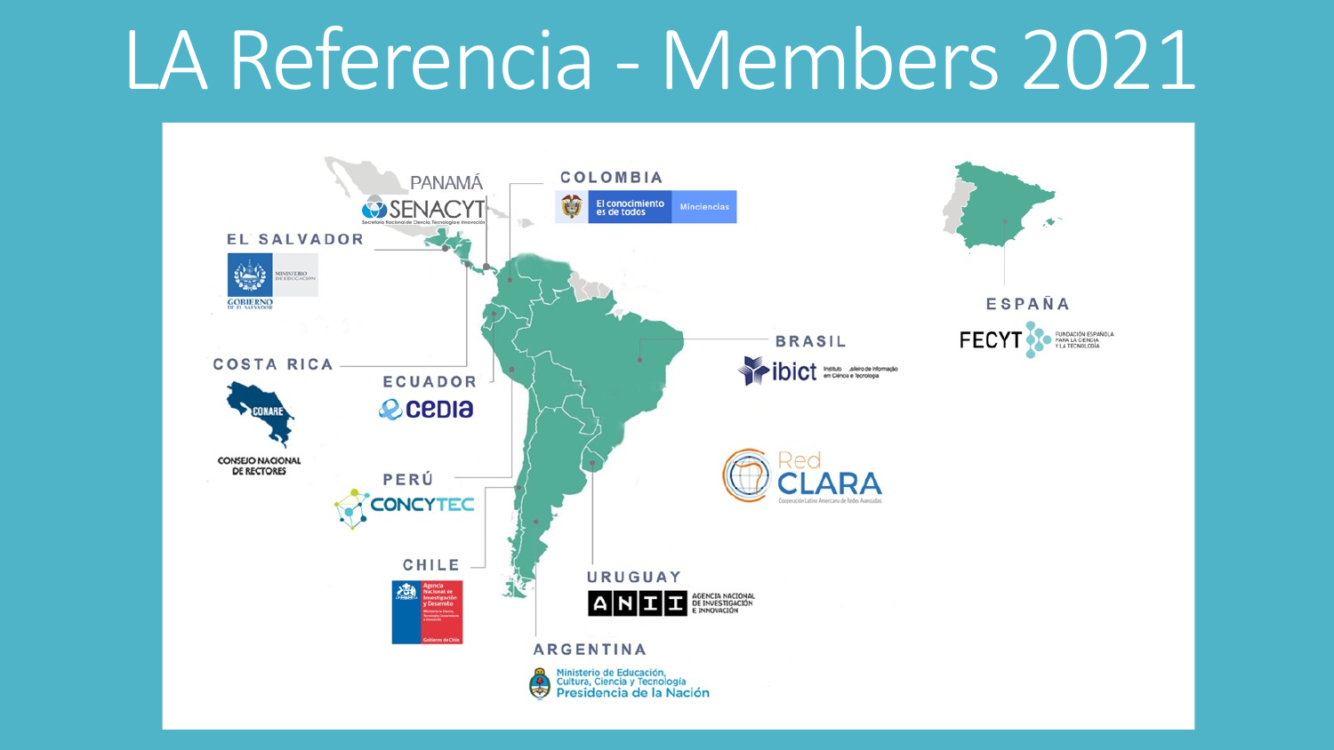# LA Referencia - Members 2021

- PANAMÁ — SENACYT (Secretaría Nacional de Ciencia Tecnología e Innovación)
- COLOMBIA — El conocimiento es de todos, Minciencias
- EL SALVADOR — Ministerio de Educación, Gobierno de El Salvador
- COSTA RICA — CONARE, Consejo Nacional de Rectores
- ECUADOR — cedia
- BRASIL — ibict, Instituto Brasileiro de Informação em Ciência e Tecnologia
- ESPAÑA — FECYT, Fundación Española para la Ciencia y la Tecnología
- PERÚ — CONCYTEC
- Red CLARA — Cooperación Latino Americana de Redes Avanzadas
- CHILE — Agencia Nacional de Investigación y Desarrollo, Ministerio de Ciencia, Tecnología, Conocimiento e Innovación, Gobierno de Chile
- URUGUAY — ANII, Agencia Nacional de Investigación e Innovación
- ARGENTINA — Ministerio de Educación, Cultura, Ciencia y Tecnología, Presidencia de la Nación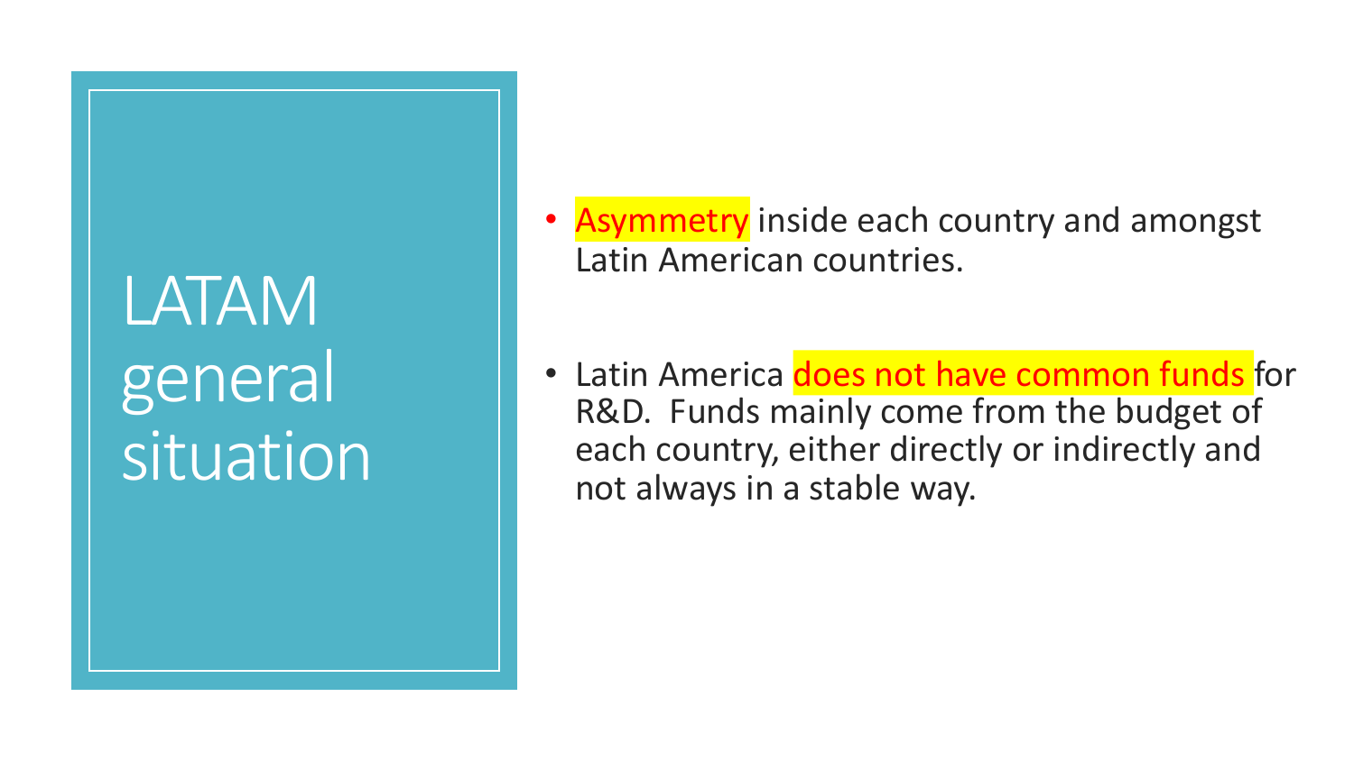# LATAM general situation

- Asymmetry inside each country and amongst Latin American countries.

- Latin America does not have common funds for R&D. Funds mainly come from the budget of each country, either directly or indirectly and not always in a stable way.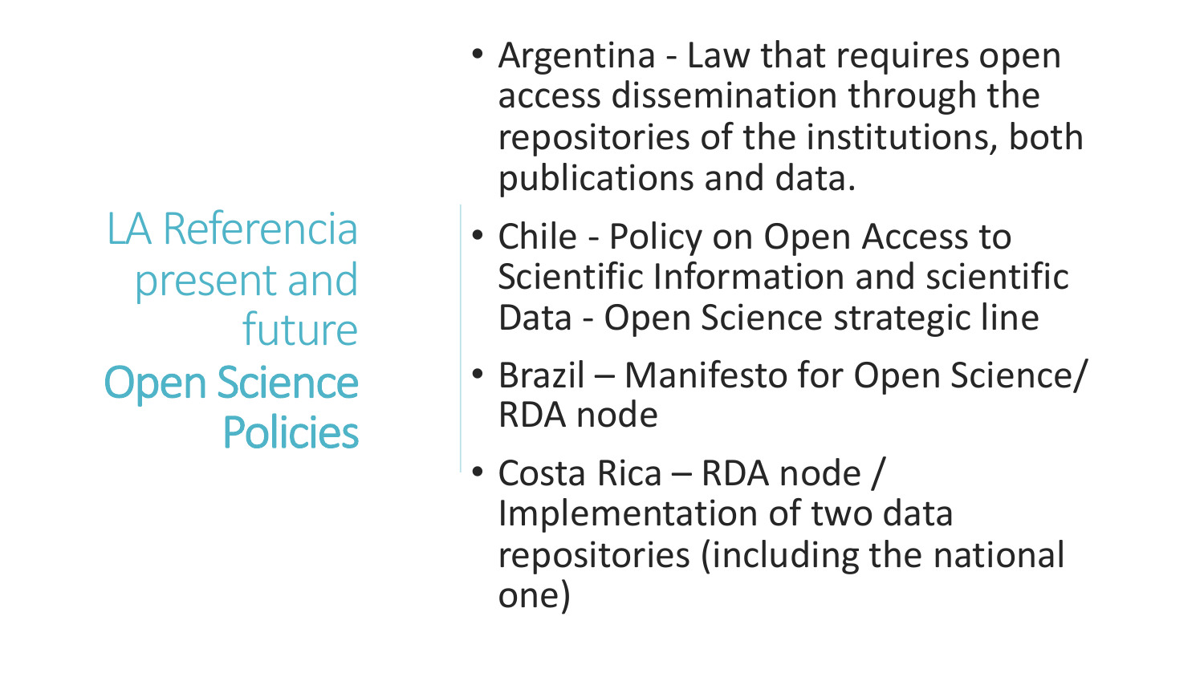# LA Referencia present and future
## Open Science Policies

- Argentina - Law that requires open access dissemination through the repositories of the institutions, both publications and data.
- Chile - Policy on Open Access to Scientific Information and scientific Data - Open Science strategic line
- Brazil – Manifesto for Open Science/ RDA node
- Costa Rica – RDA node / Implementation of two data repositories (including the national one)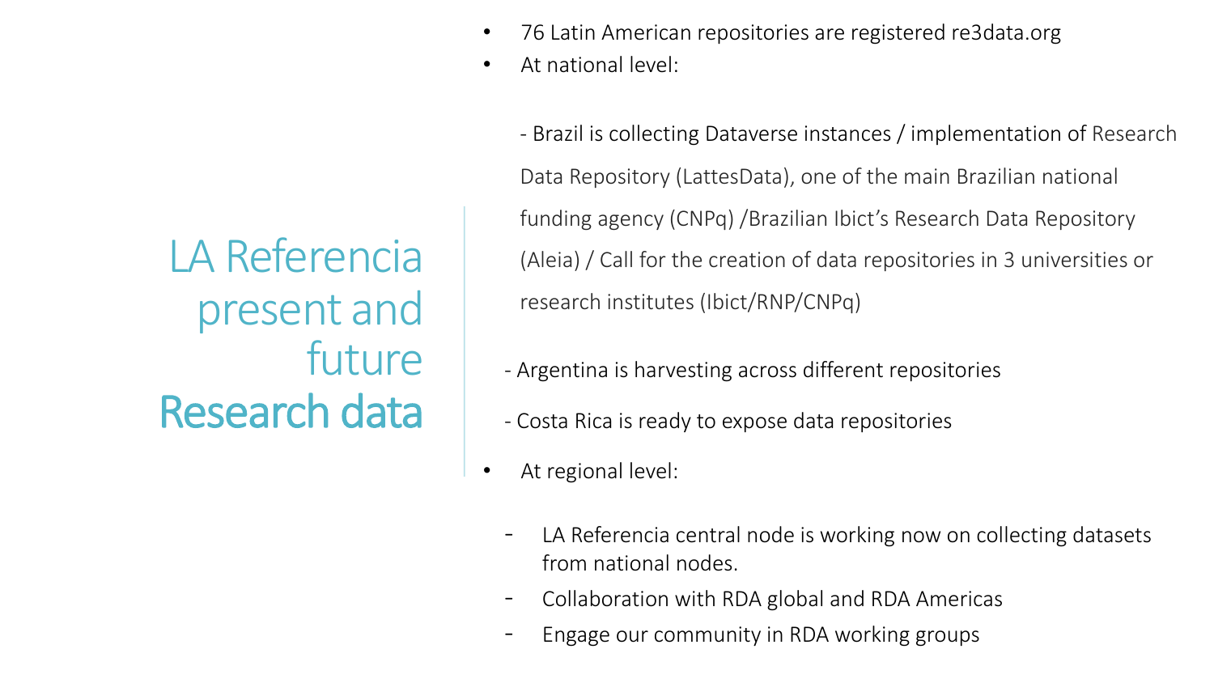# LA Referencia present and future

## Research data

- 76 Latin American repositories are registered re3data.org
- At national level:

  - Brazil is collecting Dataverse instances / implementation of Research Data Repository (LattesData), one of the main Brazilian national funding agency (CNPq) /Brazilian Ibict's Research Data Repository (Aleia) / Call for the creation of data repositories in 3 universities or research institutes (Ibict/RNP/CNPq)

  - Argentina is harvesting across different repositories

  - Costa Rica is ready to expose data repositories

- At regional level:

  - LA Referencia central node is working now on collecting datasets from national nodes.
  - Collaboration with RDA global and RDA Americas
  - Engage our community in RDA working groups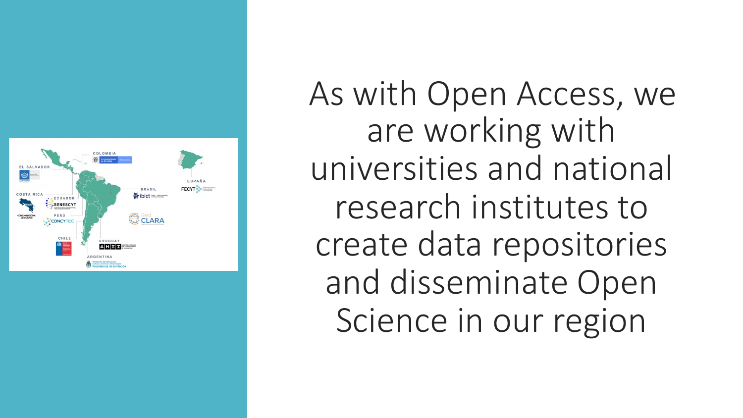As with Open Access, we are working with universities and national research institutes to create data repositories and disseminate Open Science in our region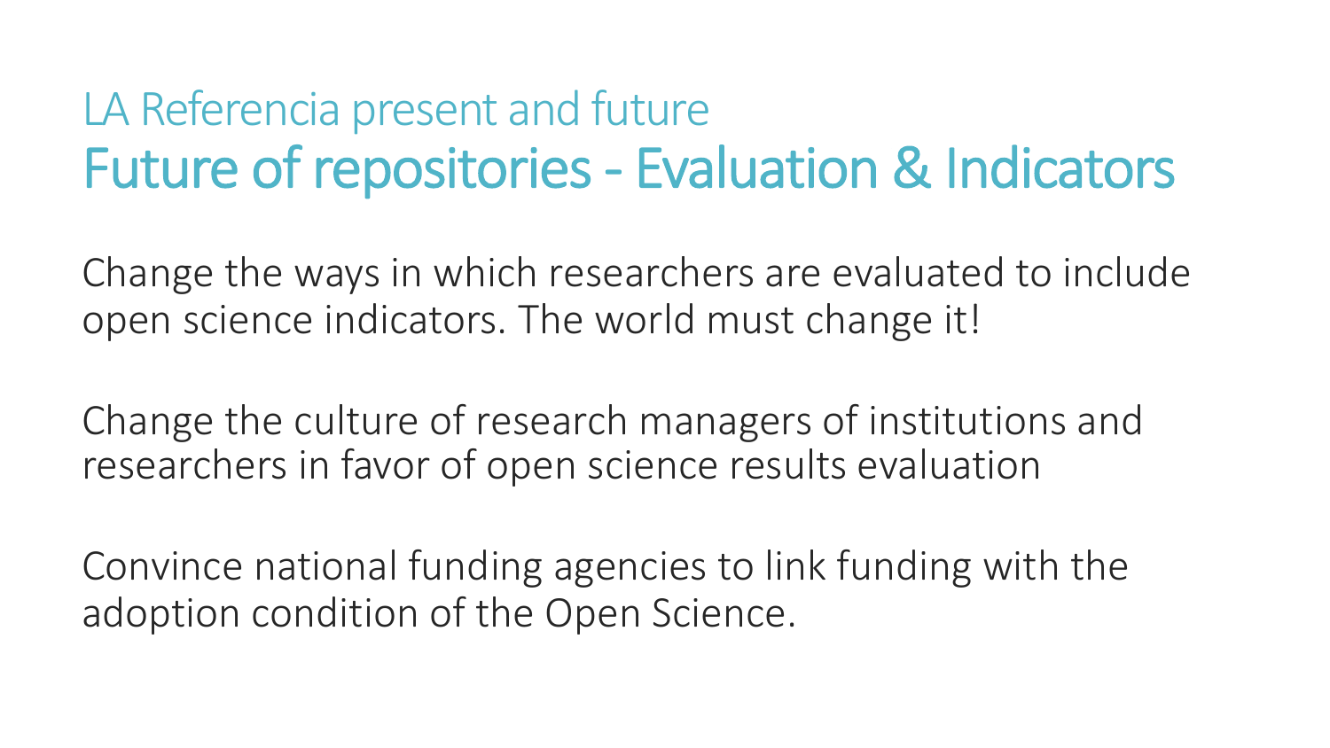## LA Referencia present and future

# Future of repositories - Evaluation & Indicators

Change the ways in which researchers are evaluated to include open science indicators. The world must change it!

Change the culture of research managers of institutions and researchers in favor of open science results evaluation

Convince national funding agencies to link funding with the adoption condition of the Open Science.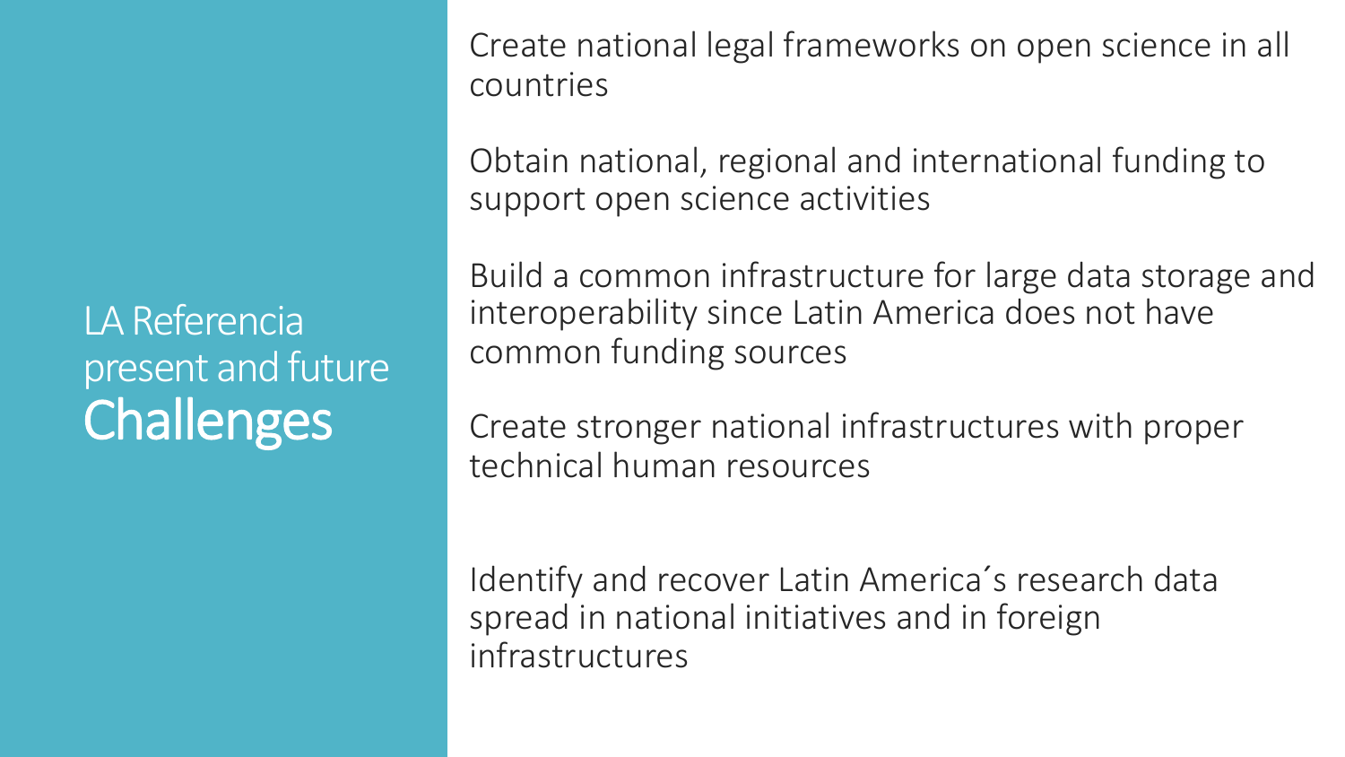# LA Referencia present and future Challenges

Create national legal frameworks on open science in all countries

Obtain national, regional and international funding to support open science activities

Build a common infrastructure for large data storage and interoperability since Latin America does not have common funding sources

Create stronger national infrastructures with proper technical human resources

Identify and recover Latin America´s research data spread in national initiatives and in foreign infrastructures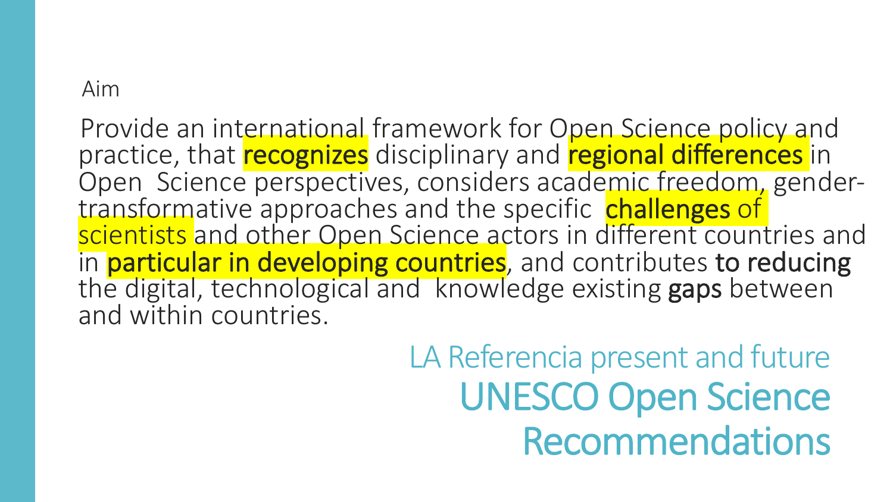Aim

Provide an international framework for Open Science policy and practice, that **recognizes** disciplinary and **regional differences** in Open Science perspectives, considers academic freedom, gender-transformative approaches and the specific **challenges** of scientists and other Open Science actors in different countries and in **particular in developing countries**, and contributes **to reducing** the digital, technological and knowledge existing **gaps** between and within countries.

## LA Referencia present and future

# UNESCO Open Science Recommendations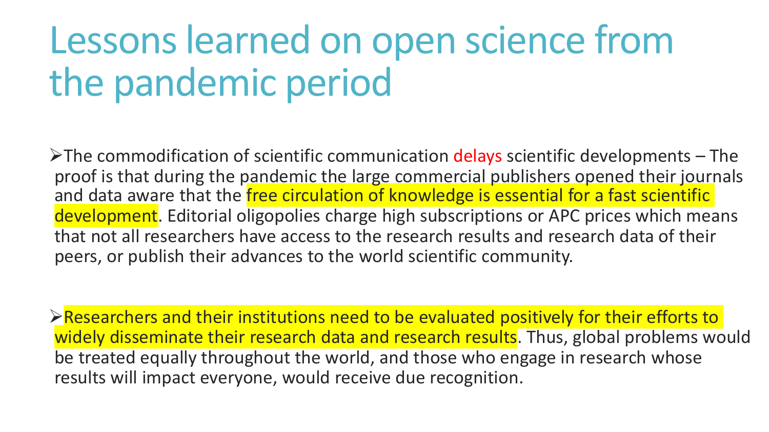# Lessons learned on open science from the pandemic period

- The commodification of scientific communication delays scientific developments – The proof is that during the pandemic the large commercial publishers opened their journals and data aware that the free circulation of knowledge is essential for a fast scientific development. Editorial oligopolies charge high subscriptions or APC prices which means that not all researchers have access to the research results and research data of their peers, or publish their advances to the world scientific community.

- Researchers and their institutions need to be evaluated positively for their efforts to widely disseminate their research data and research results. Thus, global problems would be treated equally throughout the world, and those who engage in research whose results will impact everyone, would receive due recognition.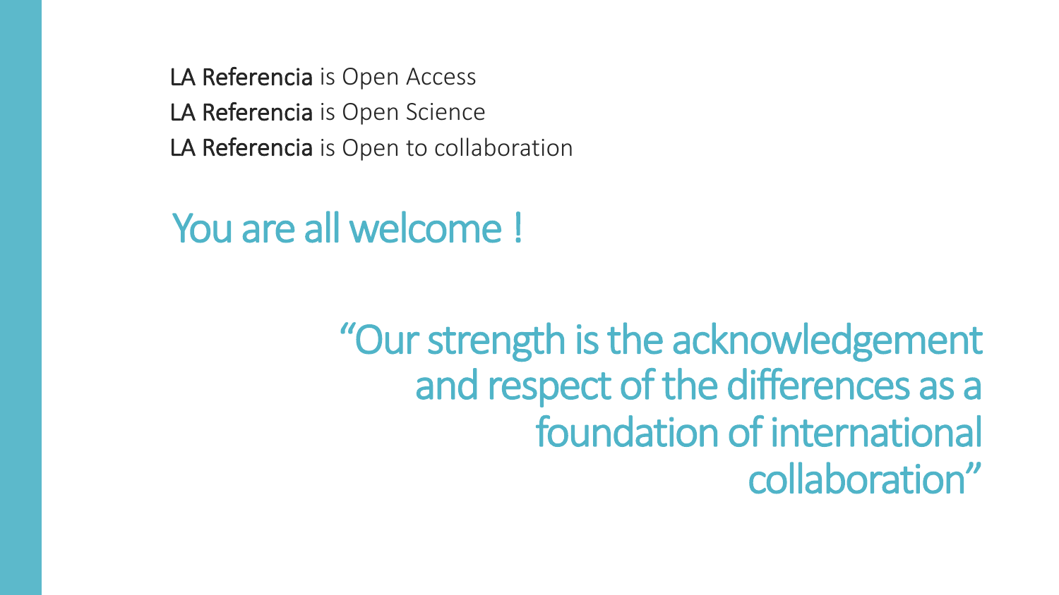**LA Referencia** is Open Access
**LA Referencia** is Open Science
**LA Referencia** is Open to collaboration

## You are all welcome !

> "Our strength is the acknowledgement and respect of the differences as a foundation of international collaboration"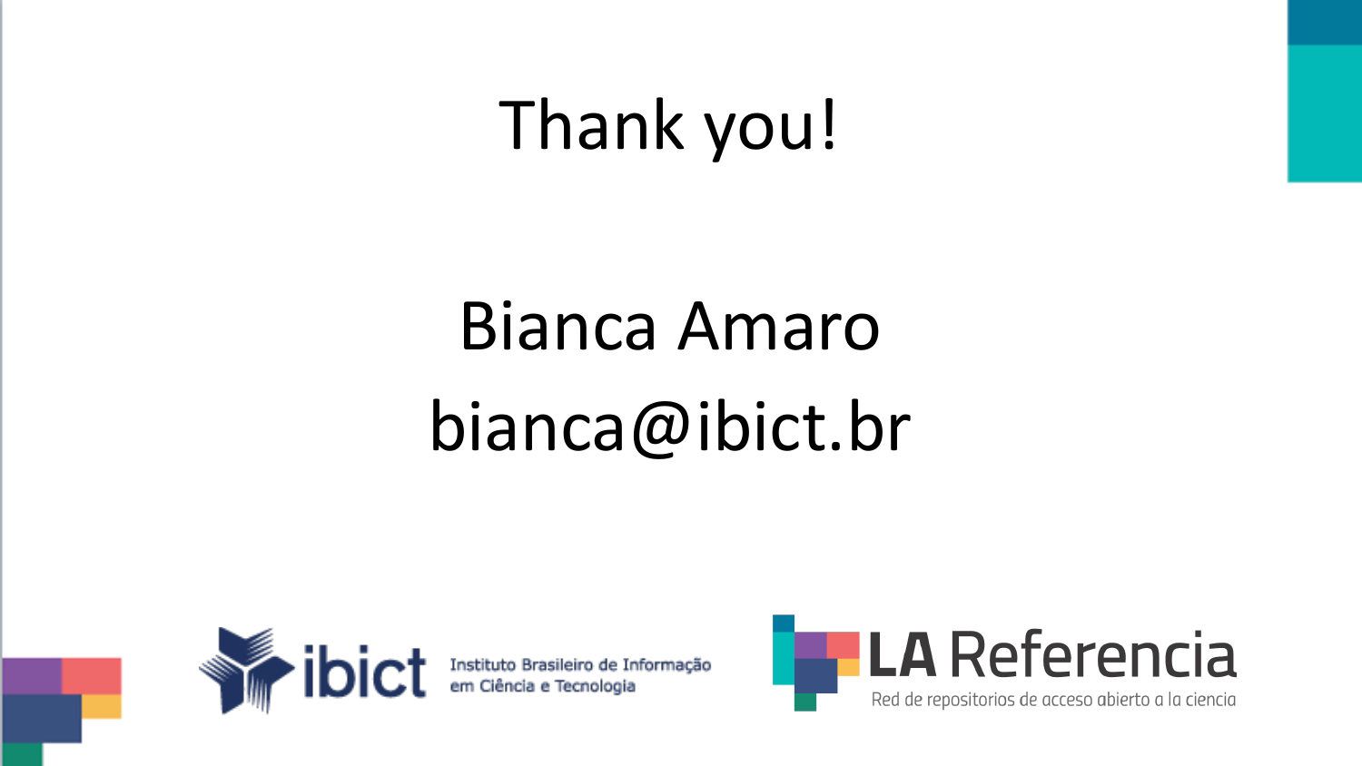# Thank you!

Bianca Amaro

bianca@ibict.br

ibict Instituto Brasileiro de Informação em Ciência e Tecnologia

LA Referencia

Red de repositorios de acceso abierto a la ciencia